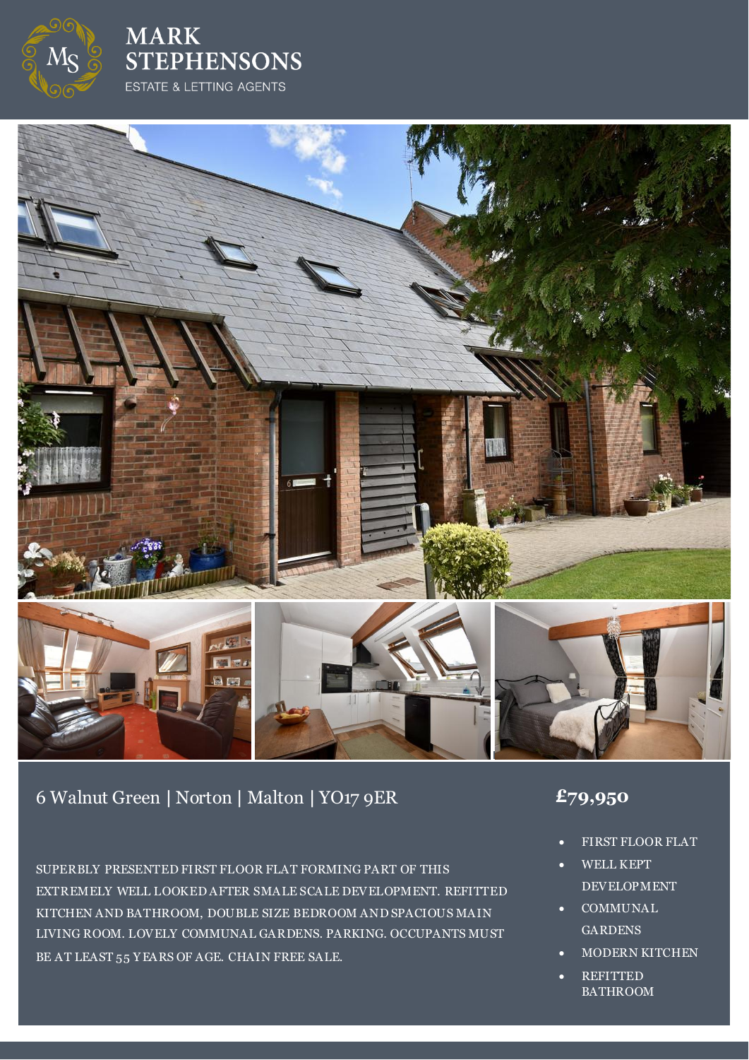# MARK STEPHENSONS

ESTATE & LETTING AGENTS

## 6 Walnut Green | Norton | Malton | YO17 9ER

## £79,950

SUPERBLY PRESENTED FIRST FLOOR FLAT FORMING PART OF THIS EXTREMELY WELL LOOKED AFTER SMALE SCALE DEVELOPMENT. REFITTED KITCHEN AND BATHROOM, DOUBLE SIZE BEDROOM AND SPACIOUS MAIN LIVING ROOM. LOVELY COMMUNAL GARDENS. PARKING. OCCUPANTS MUST BE AT LEAST 55 YEARS OF AGE. CHAIN FREE SALE.

- FIRST FLOOR FLAT
- WELL KEPT DEVELOPMENT
- COMMUNAL GARDENS
- MODERN KITCHEN
- REFITTED BATHROOM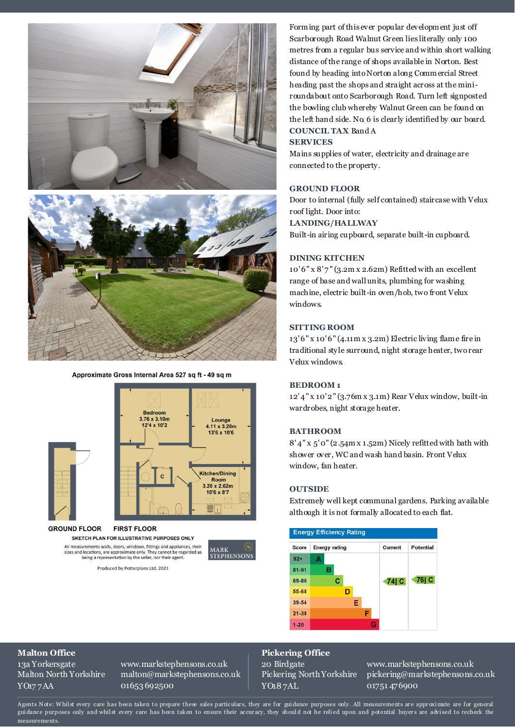Forming part of this ever popular development just off Scarborough Road Walnut Green lies literally only 100 metres from a regular bus service and within short walking distance of the range of shops available in Norton. Best found by heading into Norton along Commercial Street heading past the shops and straight across at the mini-roundabout onto Scarborough Road. Turn left signposted the bowling club whereby Walnut Green can be found on the left hand side. No. 6 is clearly identified by our board.

**COUNCIL TAX** Band A

**SERVICES**

Mains supplies of water, electricity and drainage are connected to the property.

## GROUND FLOOR

Door to internal (fully self contained) staircase with Velux roof light. Door into:

## LANDING/HALLWAY

Built-in airing cupboard, separate built-in cupboard.

## DINING KITCHEN

10'6" x 8'7" (3.2m x 2.62m) Refitted with an excellent range of base and wall units, plumbing for washing machine, electric built-in oven/hob, two front Velux windows.

## SITTING ROOM

13'6" x 10'6" (4.11m x 3.2m) Electric living flame fire in traditional style surround, night storage heater, two rear Velux windows.

## BEDROOM 1

12'4" x 10'2" (3.76m x 3.1m) Rear Velux window, built-in wardrobes, night storage heater.

## BATHROOM

8'4" x 5'0" (2.54m x 1.52m) Nicely refitted with bath with shower over, WC and wash hand basin. Front Velux window, fan heater.

## OUTSIDE

Extremely well kept communal gardens. Parking available although it is not formally allocated to each flat.

Approximate Gross Internal Area 527 sq ft - 49 sq m

Bedroom 3.76 x 3.10m 12'4 x 10'2

Lounge 4.11 x 3.20m 13'6 x 10'6

Kitchen/Dining Room 3.20 x 2.62m 10'6 x 8'7

GROUND FLOOR

FIRST FLOOR

SKETCH PLAN FOR ILLUSTRATIVE PURPOSES ONLY

All measurements walls, doors, windows, fittings and appliances, their sizes and locations, are approximate only. They cannot be regarded as being a representation by the seller, nor their agent.

Produced by Potterplans Ltd. 2021

MARK STEPHENSONS

Energy Efficiency Rating

Score | Energy rating | Current | Potential

92+ A

81-91 B

69-80 C

55-68 D

39-54 E

21-38 F

1-20 G

Current: 74 | C

Potential: 76 | C

**Malton Office**
13a Yorkersgate
Malton North Yorkshire
YO17 7AA
www.markstephensons.co.uk
malton@markstephensons.co.uk
01653 692500

**Pickering Office**
20 Birdgate
Pickering North Yorkshire
YO18 7AL
www.markstephensons.co.uk
pickering@markstephensons.co.uk
01751 476900

Agents Note: Whilst every care has been taken to prepare these sales particulars, they are for guidance purposes only. All measurements are approximate are for general guidance purposes only and whilst every care has been taken to ensure their accuracy, they should not be relied upon and potential buyers are advised to recheck the measurements.